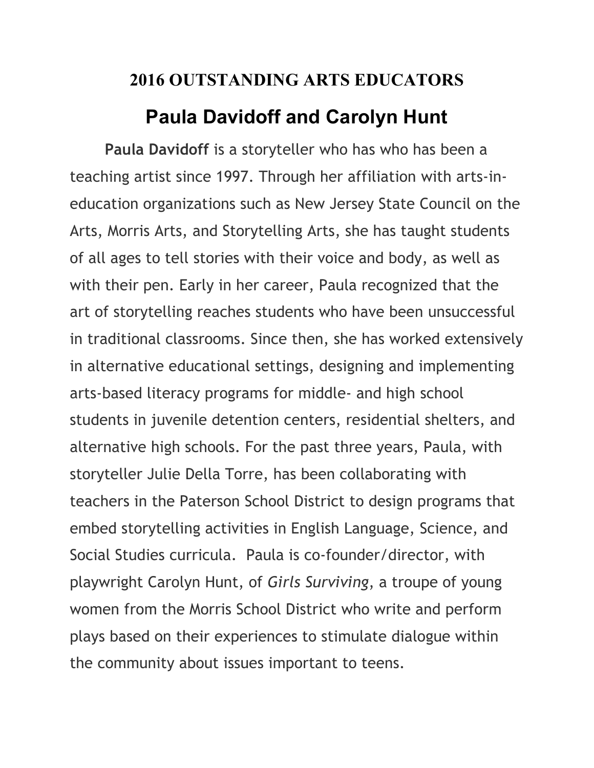# 2016 OUTSTANDING ARTS EDUCATORS

## Paula Davidoff and Carolyn Hunt

**Paula Davidoff** is a storyteller who has who has been a teaching artist since 1997. Through her affiliation with arts-in-education organizations such as New Jersey State Council on the Arts, Morris Arts, and Storytelling Arts, she has taught students of all ages to tell stories with their voice and body, as well as with their pen. Early in her career, Paula recognized that the art of storytelling reaches students who have been unsuccessful in traditional classrooms. Since then, she has worked extensively in alternative educational settings, designing and implementing arts-based literacy programs for middle- and high school students in juvenile detention centers, residential shelters, and alternative high schools. For the past three years, Paula, with storyteller Julie Della Torre, has been collaborating with teachers in the Paterson School District to design programs that embed storytelling activities in English Language, Science, and Social Studies curricula. Paula is co-founder/director, with playwright Carolyn Hunt, of *Girls Surviving*, a troupe of young women from the Morris School District who write and perform plays based on their experiences to stimulate dialogue within the community about issues important to teens.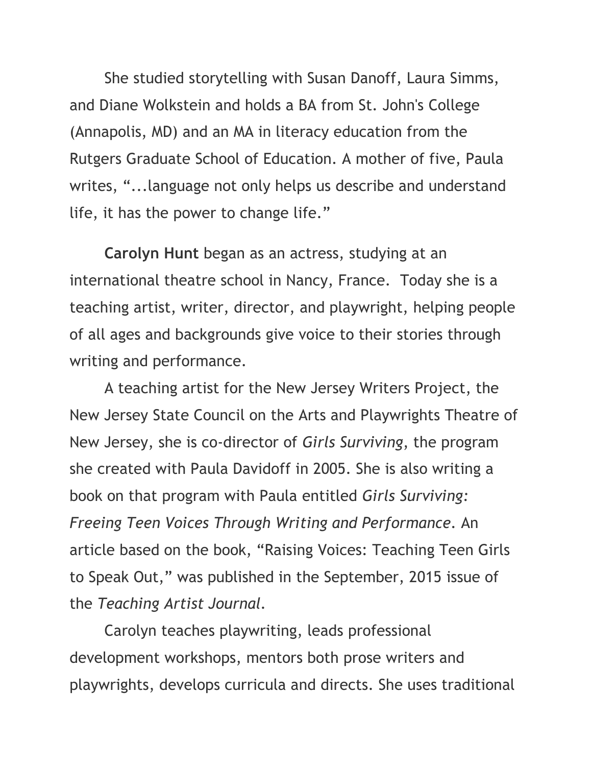She studied storytelling with Susan Danoff, Laura Simms, and Diane Wolkstein and holds a BA from St. John's College (Annapolis, MD) and an MA in literacy education from the Rutgers Graduate School of Education. A mother of five, Paula writes, "...language not only helps us describe and understand life, it has the power to change life."

**Carolyn Hunt** began as an actress, studying at an international theatre school in Nancy, France. Today she is a teaching artist, writer, director, and playwright, helping people of all ages and backgrounds give voice to their stories through writing and performance.

A teaching artist for the New Jersey Writers Project, the New Jersey State Council on the Arts and Playwrights Theatre of New Jersey, she is co-director of *Girls Surviving*, the program she created with Paula Davidoff in 2005. She is also writing a book on that program with Paula entitled *Girls Surviving: Freeing Teen Voices Through Writing and Performance*. An article based on the book, "Raising Voices: Teaching Teen Girls to Speak Out," was published in the September, 2015 issue of the *Teaching Artist Journal*.

Carolyn teaches playwriting, leads professional development workshops, mentors both prose writers and playwrights, develops curricula and directs. She uses traditional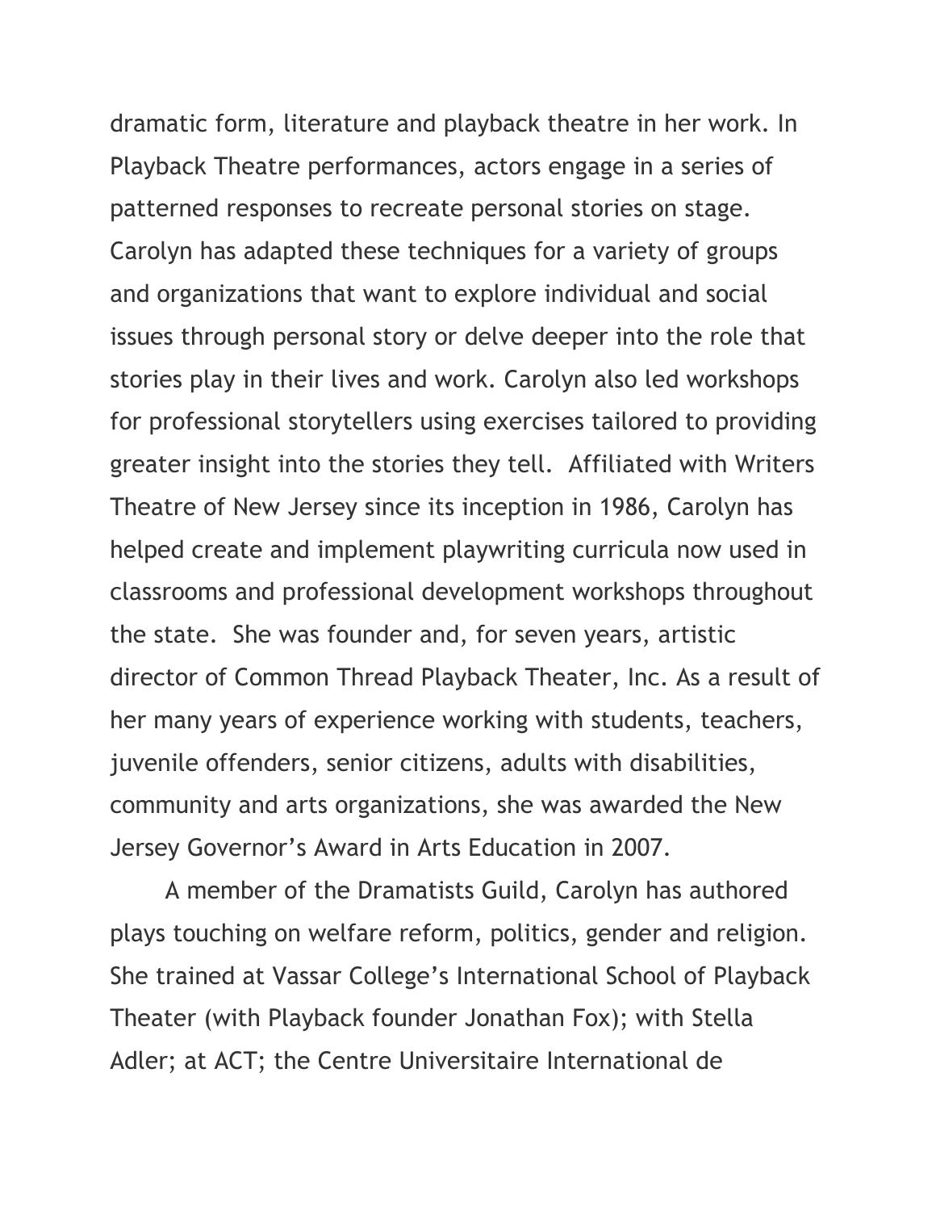dramatic form, literature and playback theatre in her work. In Playback Theatre performances, actors engage in a series of patterned responses to recreate personal stories on stage. Carolyn has adapted these techniques for a variety of groups and organizations that want to explore individual and social issues through personal story or delve deeper into the role that stories play in their lives and work. Carolyn also led workshops for professional storytellers using exercises tailored to providing greater insight into the stories they tell. Affiliated with Writers Theatre of New Jersey since its inception in 1986, Carolyn has helped create and implement playwriting curricula now used in classrooms and professional development workshops throughout the state. She was founder and, for seven years, artistic director of Common Thread Playback Theater, Inc. As a result of her many years of experience working with students, teachers, juvenile offenders, senior citizens, adults with disabilities, community and arts organizations, she was awarded the New Jersey Governor's Award in Arts Education in 2007.

A member of the Dramatists Guild, Carolyn has authored plays touching on welfare reform, politics, gender and religion. She trained at Vassar College's International School of Playback Theater (with Playback founder Jonathan Fox); with Stella Adler; at ACT; the Centre Universitaire International de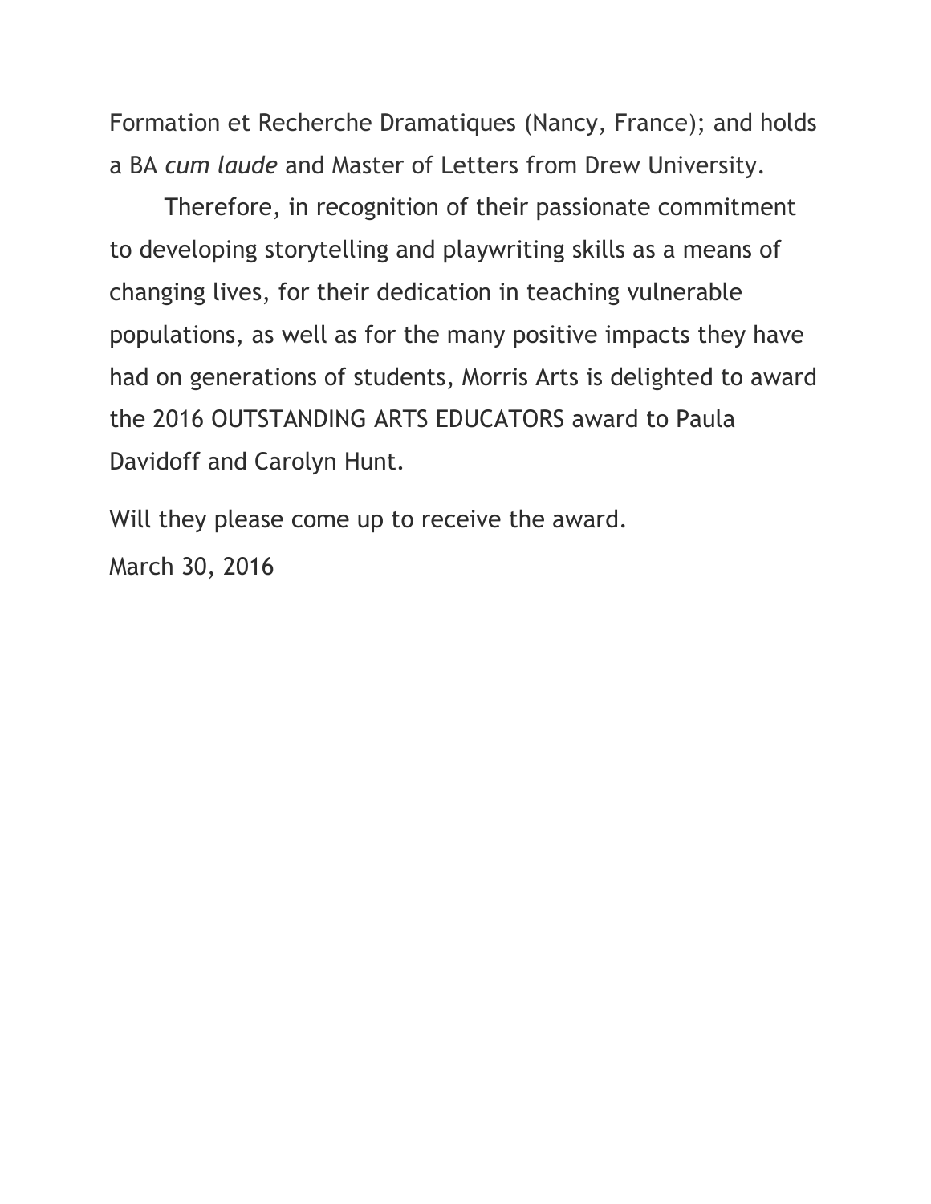Formation et Recherche Dramatiques (Nancy, France); and holds a BA *cum laude* and Master of Letters from Drew University.

Therefore, in recognition of their passionate commitment to developing storytelling and playwriting skills as a means of changing lives, for their dedication in teaching vulnerable populations, as well as for the many positive impacts they have had on generations of students, Morris Arts is delighted to award the 2016 OUTSTANDING ARTS EDUCATORS award to Paula Davidoff and Carolyn Hunt.

Will they please come up to receive the award.

March 30, 2016